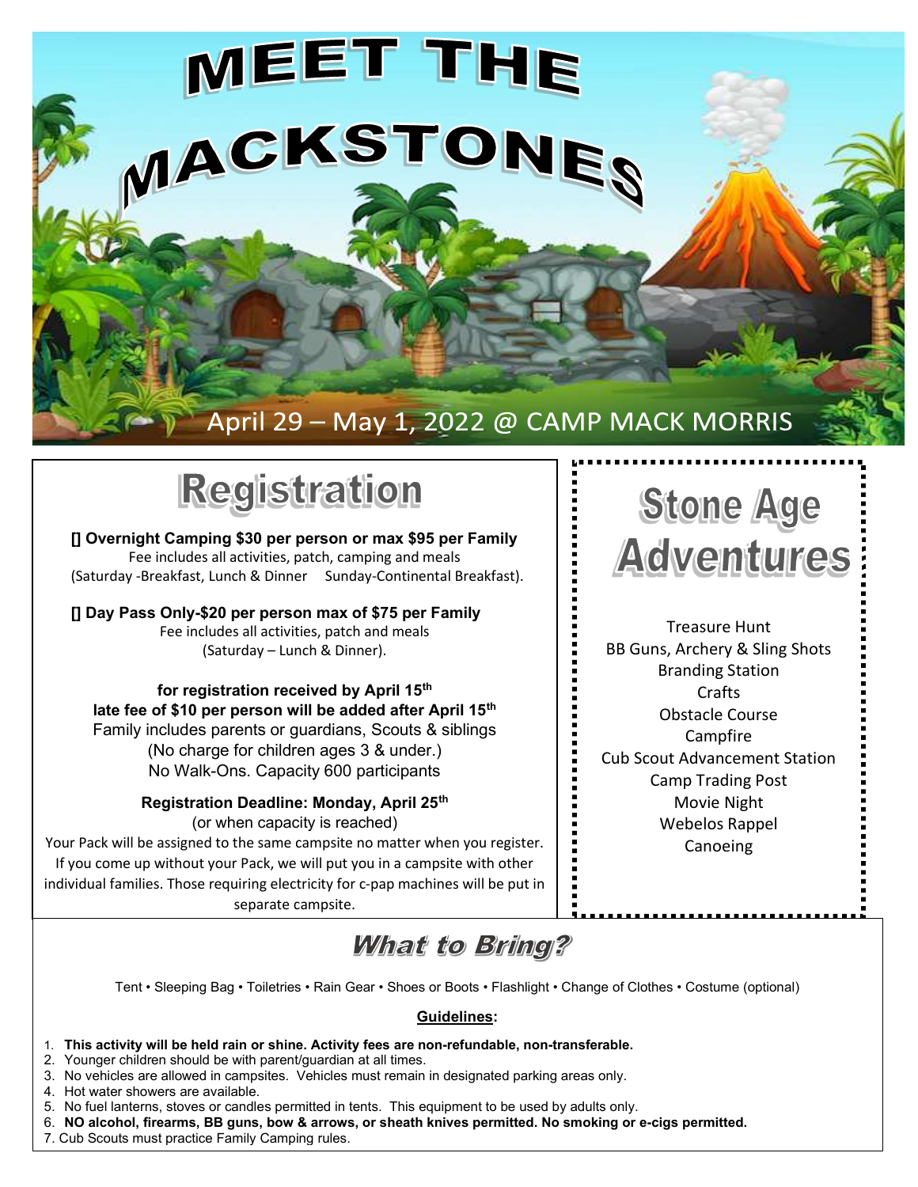# MEET THE MACKSTONES

April 29 – May 1, 2022 @ CAMP MACK MORRIS

## Registration

**[] Overnight Camping $30 per person or max $95 per Family**
Fee includes all activities, patch, camping and meals
(Saturday -Breakfast, Lunch & Dinner   Sunday-Continental Breakfast).

**[] Day Pass Only-$20 per person max of $75 per Family**
Fee includes all activities, patch and meals
(Saturday – Lunch & Dinner).

**for registration received by April 15th**
**late fee of $10 per person will be added after April 15th**
Family includes parents or guardians, Scouts & siblings
(No charge for children ages 3 & under.)
No Walk-Ons. Capacity 600 participants

**Registration Deadline: Monday, April 25th**
(or when capacity is reached)
Your Pack will be assigned to the same campsite no matter when you register. If you come up without your Pack, we will put you in a campsite with other individual families. Those requiring electricity for c-pap machines will be put in separate campsite.

## Stone Age Adventures

Treasure Hunt
BB Guns, Archery & Sling Shots
Branding Station
Crafts
Obstacle Course
Campfire
Cub Scout Advancement Station
Camp Trading Post
Movie Night
Webelos Rappel
Canoeing

## What to Bring?

Tent • Sleeping Bag • Toiletries • Rain Gear • Shoes or Boots • Flashlight • Change of Clothes • Costume (optional)

**Guidelines:**

1. **This activity will be held rain or shine. Activity fees are non-refundable, non-transferable.**
2. Younger children should be with parent/guardian at all times.
3. No vehicles are allowed in campsites. Vehicles must remain in designated parking areas only.
4. Hot water showers are available.
5. No fuel lanterns, stoves or candles permitted in tents. This equipment to be used by adults only.
6. **NO alcohol, firearms, BB guns, bow & arrows, or sheath knives permitted. No smoking or e-cigs permitted.**
7. Cub Scouts must practice Family Camping rules.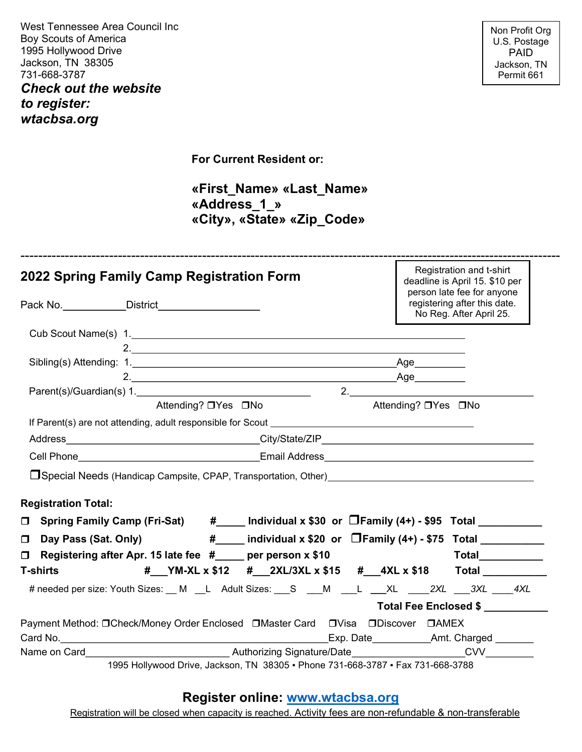West Tennessee Area Council Inc
Boy Scouts of America
1995 Hollywood Drive
Jackson, TN 38305
731-668-3787

***Check out the website to register: wtacbsa.org***

Non Profit Org
U.S. Postage
PAID
Jackson, TN
Permit 661

**For Current Resident or:**

**«First_Name» «Last_Name»**
**«Address_1_»**
**«City», «State» «Zip_Code»**

---

## 2022 Spring Family Camp Registration Form

Registration and t-shirt deadline is April 15. $10 per person late fee for anyone registering after this date. No Reg. After April 25.

Pack No.__________ District________________

Cub Scout Name(s) 1.____________________________________________
2.____________________________________________

Sibling(s) Attending: 1.______________________________________ Age________
2.______________________________________ Age________

Parent(s)/Guardian(s) 1.__________________________ 2.______________________________
Attending? ❒Yes ❒No  Attending? ❒Yes ❒No

If Parent(s) are not attending, adult responsible for Scout ______________________________

Address______________________________ City/State/ZIP__________________________________

Cell Phone____________________________ Email Address_________________________________

❒Special Needs (Handicap Campsite, CPAP, Transportation, Other)_____________________________

**Registration Total:**

❒ **Spring Family Camp (Fri-Sat)** **#_____ Individual x $30 or ❒Family (4+) - $95 Total __________**

❒ **Day Pass (Sat. Only)** **#_____ individual x $20 or ❒Family (4+) - $75 Total __________**

❒ **Registering after Apr. 15 late fee #_____ per person x $10** **Total__________**

**T-shirts** **#___YM-XL x $12 #___2XL/3XL x $15 #___4XL x $18 Total __________**

# needed per size: Youth Sizes: __ M __L Adult Sizes: ___S ___M ___L ___XL ____*2XL* ___*3XL* ____*4XL*

**Total Fee Enclosed $ __________**

Payment Method: ❒Check/Money Order Enclosed ❒Master Card ❒Visa ❒Discover ❒AMEX

Card No.______________________________________ Exp. Date__________ Amt. Charged _______

Name on Card_________________________ Authorizing Signature/Date___________________ CVV________

1995 Hollywood Drive, Jackson, TN 38305 ▪ Phone 731-668-3787 ▪ Fax 731-668-3788

**Register online: www.wtacbsa.org**

Registration will be closed when capacity is reached. Activity fees are non-refundable & non-transferable